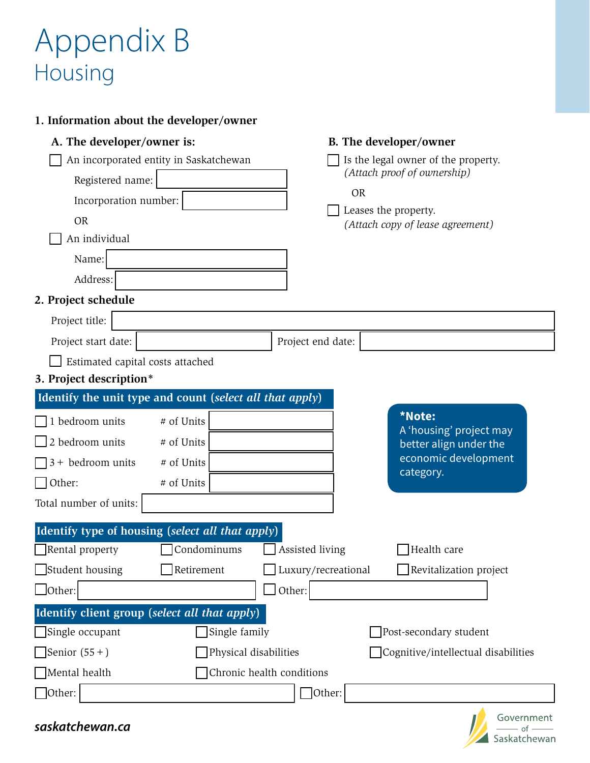# Appendix B

## Housing

### 1. Information about the developer/owner

**A. The developer/owner is:**

- [ ] An incorporated entity in Saskatchewan
  - Registered name: ____________
  - Incorporation number: ____________

OR

- [ ] An individual
  - Name: ____________
  - Address: ____________

**B. The developer/owner**

- [ ] Is the legal owner of the property. *(Attach proof of ownership)*

OR

- [ ] Leases the property. *(Attach copy of lease agreement)*

### 2. Project schedule

Project title: ____________

Project start date: ____________ Project end date: ____________

- [ ] Estimated capital costs attached

### 3. Project description*

**Identify the unit type and count (*select all that apply*)**

| Unit type | # of Units |
|---|---|
| [ ] 1 bedroom units | |
| [ ] 2 bedroom units | |
| [ ] 3 + bedroom units | |
| [ ] Other: | |

Total number of units: ____________

> ***Note:** A 'housing' project may better align under the economic development category.

**Identify type of housing (*select all that apply*)**

- [ ] Rental property
- [ ] Condominiums
- [ ] Assisted living
- [ ] Health care
- [ ] Student housing
- [ ] Retirement
- [ ] Luxury/recreational
- [ ] Revitalization project
- [ ] Other: ____________
- [ ] Other: ____________

**Identify client group (*select all that apply*)**

- [ ] Single occupant
- [ ] Single family
- [ ] Post-secondary student
- [ ] Senior (55 + )
- [ ] Physical disabilities
- [ ] Cognitive/intellectual disabilities
- [ ] Mental health
- [ ] Chronic health conditions
- [ ] Other: ____________
- [ ] Other: ____________

**saskatchewan.ca**

Government of Saskatchewan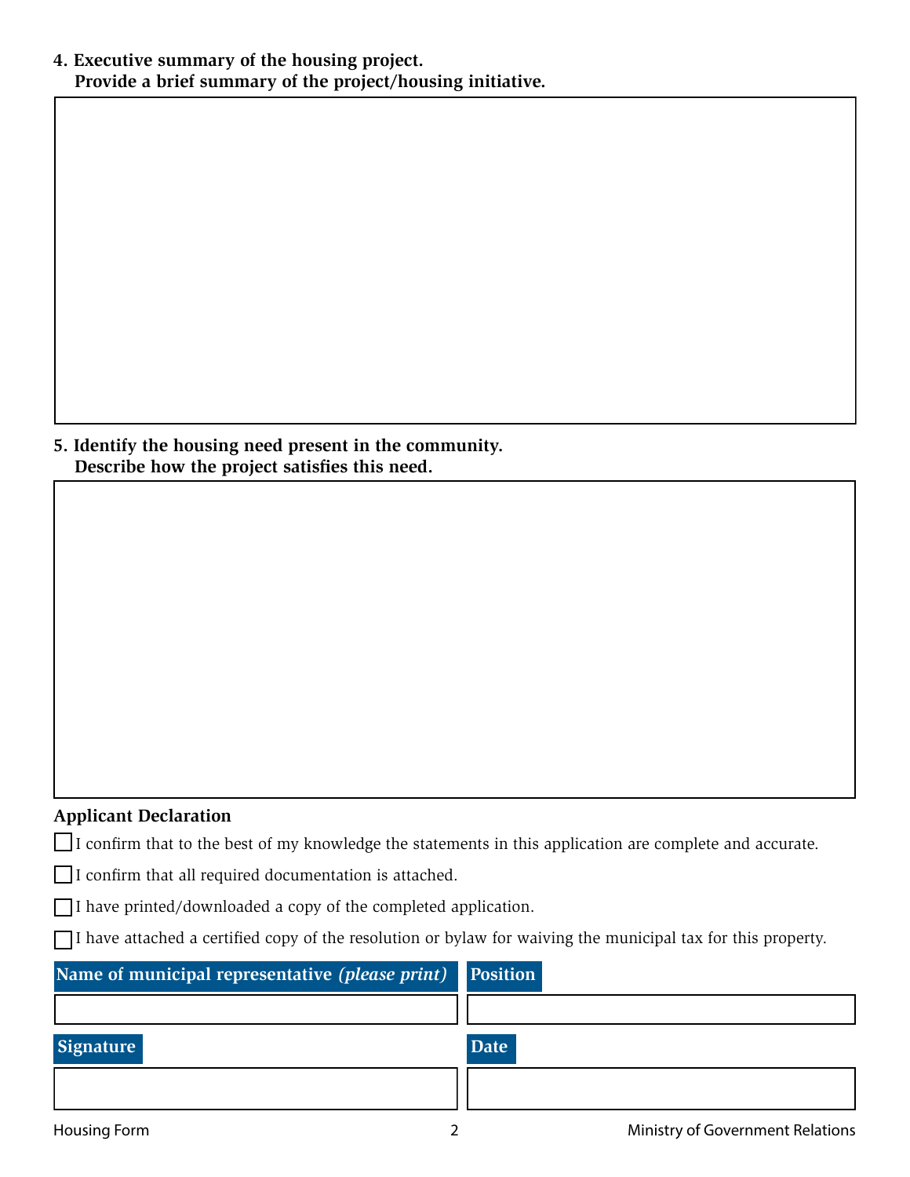**4. Executive summary of the housing project.**
**Provide a brief summary of the project/housing initiative.**

**5. Identify the housing need present in the community.**
**Describe how the project satisfies this need.**

**Applicant Declaration**

- ☐ I confirm that to the best of my knowledge the statements in this application are complete and accurate.
- ☐ I confirm that all required documentation is attached.
- ☐ I have printed/downloaded a copy of the completed application.
- ☐ I have attached a certified copy of the resolution or bylaw for waiving the municipal tax for this property.

| Name of municipal representative *(please print)* | Position |
|---|---|
| | |

| Signature | Date |
|---|---|
| | |